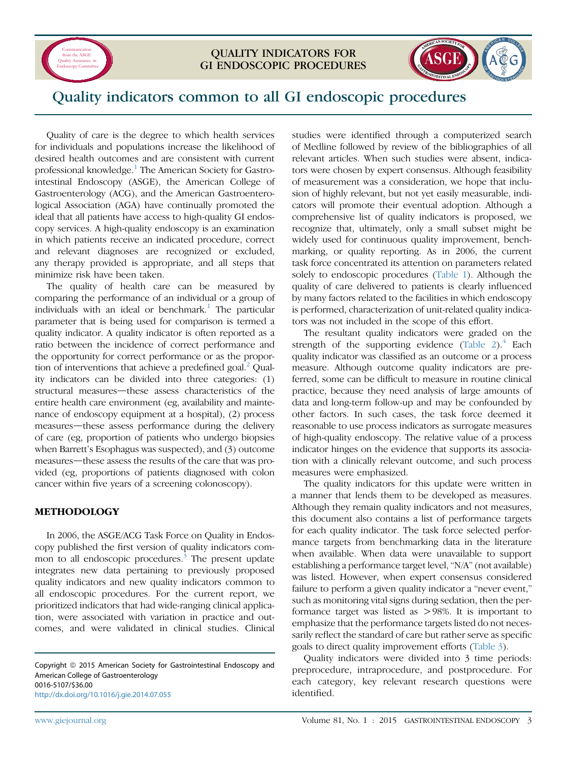QUALITY INDICATORS FOR GI ENDOSCOPIC PROCEDURES

Communication from the ASGE Quality Assurance in Endoscopy Committee

# Quality indicators common to all GI endoscopic procedures

Quality of care is the degree to which health services for individuals and populations increase the likelihood of desired health outcomes and are consistent with current professional knowledge.[1] The American Society for Gastrointestinal Endoscopy (ASGE), the American College of Gastroenterology (ACG), and the American Gastroenterological Association (AGA) have continually promoted the ideal that all patients have access to high-quality GI endoscopy services. A high-quality endoscopy is an examination in which patients receive an indicated procedure, correct and relevant diagnoses are recognized or excluded, any therapy provided is appropriate, and all steps that minimize risk have been taken.

The quality of health care can be measured by comparing the performance of an individual or a group of individuals with an ideal or benchmark.[1] The particular parameter that is being used for comparison is termed a quality indicator. A quality indicator is often reported as a ratio between the incidence of correct performance and the opportunity for correct performance or as the proportion of interventions that achieve a predefined goal.[2] Quality indicators can be divided into three categories: (1) structural measures—these assess characteristics of the entire health care environment (eg, availability and maintenance of endoscopy equipment at a hospital), (2) process measures—these assess performance during the delivery of care (eg, proportion of patients who undergo biopsies when Barrett's Esophagus was suspected), and (3) outcome measures—these assess the results of the care that was provided (eg, proportions of patients diagnosed with colon cancer within five years of a screening colonoscopy).

## METHODOLOGY

In 2006, the ASGE/ACG Task Force on Quality in Endoscopy published the first version of quality indicators common to all endoscopic procedures.[3] The present update integrates new data pertaining to previously proposed quality indicators and new quality indicators common to all endoscopic procedures. For the current report, we prioritized indicators that had wide-ranging clinical application, were associated with variation in practice and outcomes, and were validated in clinical studies. Clinical studies were identified through a computerized search of Medline followed by review of the bibliographies of all relevant articles. When such studies were absent, indicators were chosen by expert consensus. Although feasibility of measurement was a consideration, we hope that inclusion of highly relevant, but not yet easily measurable, indicators will promote their eventual adoption. Although a comprehensive list of quality indicators is proposed, we recognize that, ultimately, only a small subset might be widely used for continuous quality improvement, benchmarking, or quality reporting. As in 2006, the current task force concentrated its attention on parameters related solely to endoscopic procedures (Table 1). Although the quality of care delivered to patients is clearly influenced by many factors related to the facilities in which endoscopy is performed, characterization of unit-related quality indicators was not included in the scope of this effort.

The resultant quality indicators were graded on the strength of the supporting evidence (Table 2).[4] Each quality indicator was classified as an outcome or a process measure. Although outcome quality indicators are preferred, some can be difficult to measure in routine clinical practice, because they need analysis of large amounts of data and long-term follow-up and may be confounded by other factors. In such cases, the task force deemed it reasonable to use process indicators as surrogate measures of high-quality endoscopy. The relative value of a process indicator hinges on the evidence that supports its association with a clinically relevant outcome, and such process measures were emphasized.

The quality indicators for this update were written in a manner that lends them to be developed as measures. Although they remain quality indicators and not measures, this document also contains a list of performance targets for each quality indicator. The task force selected performance targets from benchmarking data in the literature when available. When data were unavailable to support establishing a performance target level, "N/A" (not available) was listed. However, when expert consensus considered failure to perform a given quality indicator a "never event," such as monitoring vital signs during sedation, then the performance target was listed as >98%. It is important to emphasize that the performance targets listed do not necessarily reflect the standard of care but rather serve as specific goals to direct quality improvement efforts (Table 3).

Quality indicators were divided into 3 time periods: preprocedure, intraprocedure, and postprocedure. For each category, key relevant research questions were identified.

Copyright © 2015 American Society for Gastrointestinal Endoscopy and American College of Gastroenterology
0016-5107/$36.00
http://dx.doi.org/10.1016/j.gie.2014.07.055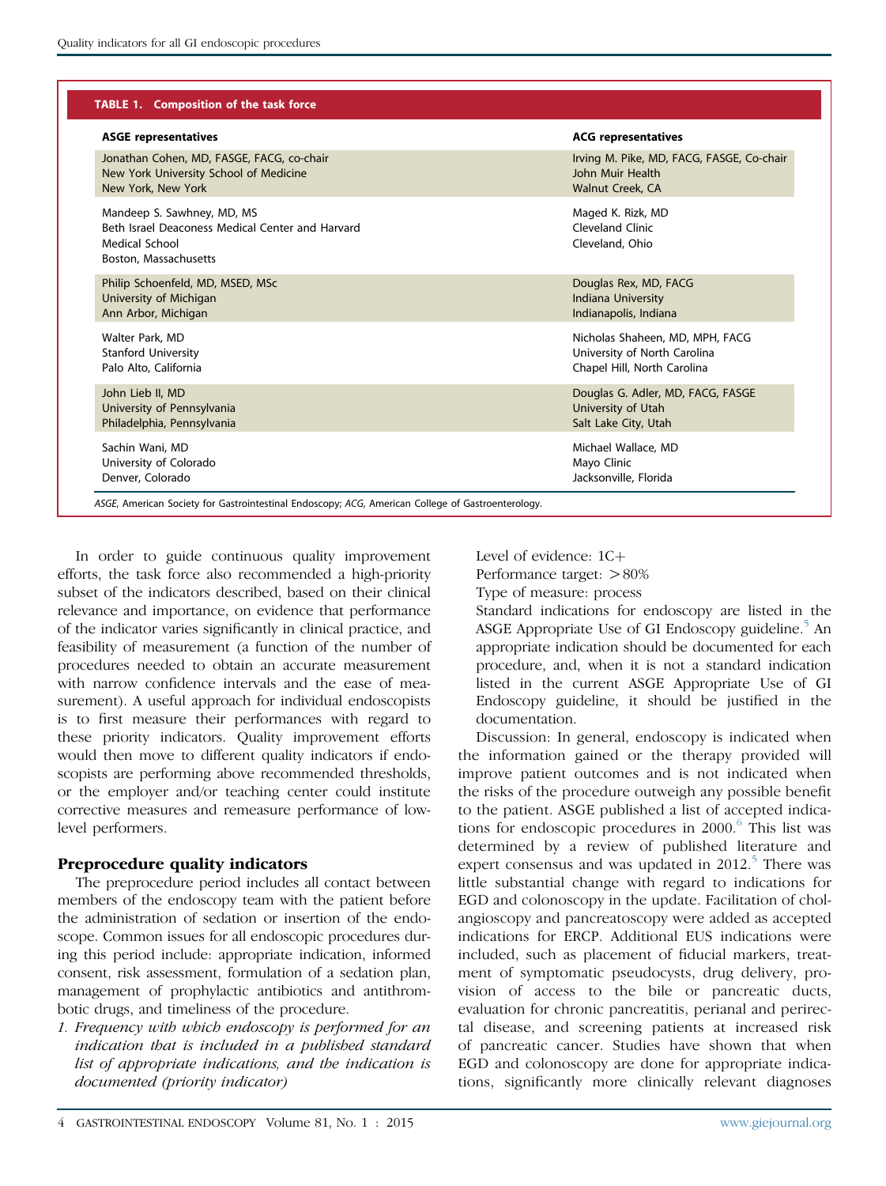**TABLE 1. Composition of the task force**

| ASGE representatives | ACG representatives |
|---|---|
| Jonathan Cohen, MD, FASGE, FACG, co-chair<br>New York University School of Medicine<br>New York, New York | Irving M. Pike, MD, FACG, FASGE, Co-chair<br>John Muir Health<br>Walnut Creek, CA |
| Mandeep S. Sawhney, MD, MS<br>Beth Israel Deaconess Medical Center and Harvard Medical School<br>Boston, Massachusetts | Maged K. Rizk, MD<br>Cleveland Clinic<br>Cleveland, Ohio |
| Philip Schoenfeld, MD, MSED, MSc<br>University of Michigan<br>Ann Arbor, Michigan | Douglas Rex, MD, FACG<br>Indiana University<br>Indianapolis, Indiana |
| Walter Park, MD<br>Stanford University<br>Palo Alto, California | Nicholas Shaheen, MD, MPH, FACG<br>University of North Carolina<br>Chapel Hill, North Carolina |
| John Lieb II, MD<br>University of Pennsylvania<br>Philadelphia, Pennsylvania | Douglas G. Adler, MD, FACG, FASGE<br>University of Utah<br>Salt Lake City, Utah |
| Sachin Wani, MD<br>University of Colorado<br>Denver, Colorado | Michael Wallace, MD<br>Mayo Clinic<br>Jacksonville, Florida |

*ASGE*, American Society for Gastrointestinal Endoscopy; *ACG*, American College of Gastroenterology.

In order to guide continuous quality improvement efforts, the task force also recommended a high-priority subset of the indicators described, based on their clinical relevance and importance, on evidence that performance of the indicator varies significantly in clinical practice, and feasibility of measurement (a function of the number of procedures needed to obtain an accurate measurement with narrow confidence intervals and the ease of measurement). A useful approach for individual endoscopists is to first measure their performances with regard to these priority indicators. Quality improvement efforts would then move to different quality indicators if endoscopists are performing above recommended thresholds, or the employer and/or teaching center could institute corrective measures and remeasure performance of low-level performers.

## Preprocedure quality indicators

The preprocedure period includes all contact between members of the endoscopy team with the patient before the administration of sedation or insertion of the endoscope. Common issues for all endoscopic procedures during this period include: appropriate indication, informed consent, risk assessment, formulation of a sedation plan, management of prophylactic antibiotics and antithrombotic drugs, and timeliness of the procedure.

1. *Frequency with which endoscopy is performed for an indication that is included in a published standard list of appropriate indications, and the indication is documented (priority indicator)*

   Level of evidence: 1C+
   Performance target: >80%
   Type of measure: process

   Standard indications for endoscopy are listed in the ASGE Appropriate Use of GI Endoscopy guideline.[5] An appropriate indication should be documented for each procedure, and, when it is not a standard indication listed in the current ASGE Appropriate Use of GI Endoscopy guideline, it should be justified in the documentation.

Discussion: In general, endoscopy is indicated when the information gained or the therapy provided will improve patient outcomes and is not indicated when the risks of the procedure outweigh any possible benefit to the patient. ASGE published a list of accepted indications for endoscopic procedures in 2000.[6] This list was determined by a review of published literature and expert consensus and was updated in 2012.[5] There was little substantial change with regard to indications for EGD and colonoscopy in the update. Facilitation of cholangioscopy and pancreatoscopy were added as accepted indications for ERCP. Additional EUS indications were included, such as placement of fiducial markers, treatment of symptomatic pseudocysts, drug delivery, provision of access to the bile or pancreatic ducts, evaluation for chronic pancreatitis, perianal and perirectal disease, and screening patients at increased risk of pancreatic cancer. Studies have shown that when EGD and colonoscopy are done for appropriate indications, significantly more clinically relevant diagnoses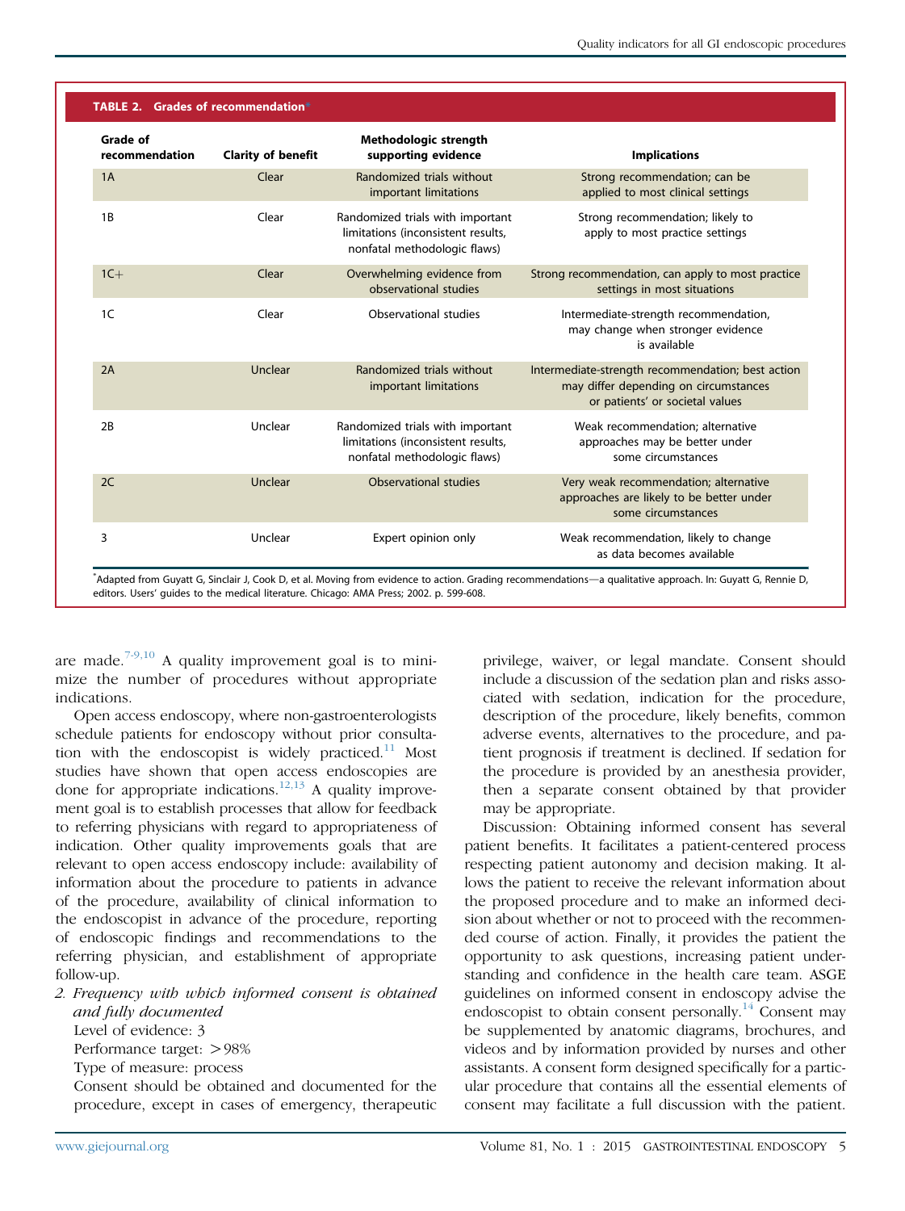**TABLE 2. Grades of recommendation***

| Grade of recommendation | Clarity of benefit | Methodologic strength supporting evidence | Implications |
|---|---|---|---|
| 1A | Clear | Randomized trials without important limitations | Strong recommendation; can be applied to most clinical settings |
| 1B | Clear | Randomized trials with important limitations (inconsistent results, nonfatal methodologic flaws) | Strong recommendation; likely to apply to most practice settings |
| 1C+ | Clear | Overwhelming evidence from observational studies | Strong recommendation, can apply to most practice settings in most situations |
| 1C | Clear | Observational studies | Intermediate-strength recommendation, may change when stronger evidence is available |
| 2A | Unclear | Randomized trials without important limitations | Intermediate-strength recommendation; best action may differ depending on circumstances or patients' or societal values |
| 2B | Unclear | Randomized trials with important limitations (inconsistent results, nonfatal methodologic flaws) | Weak recommendation; alternative approaches may be better under some circumstances |
| 2C | Unclear | Observational studies | Very weak recommendation; alternative approaches are likely to be better under some circumstances |
| 3 | Unclear | Expert opinion only | Weak recommendation, likely to change as data becomes available |

*Adapted from Guyatt G, Sinclair J, Cook D, et al. Moving from evidence to action. Grading recommendations—a qualitative approach. In: Guyatt G, Rennie D, editors. Users' guides to the medical literature. Chicago: AMA Press; 2002. p. 599-608.

are made.[7-9,10] A quality improvement goal is to minimize the number of procedures without appropriate indications.

Open access endoscopy, where non-gastroenterologists schedule patients for endoscopy without prior consultation with the endoscopist is widely practiced.[11] Most studies have shown that open access endoscopies are done for appropriate indications.[12,13] A quality improvement goal is to establish processes that allow for feedback to referring physicians with regard to appropriateness of indication. Other quality improvements goals that are relevant to open access endoscopy include: availability of information about the procedure to patients in advance of the procedure, availability of clinical information to the endoscopist in advance of the procedure, reporting of endoscopic findings and recommendations to the referring physician, and establishment of appropriate follow-up.

2. *Frequency with which informed consent is obtained and fully documented*

   Level of evidence: 3

   Performance target: >98%

   Type of measure: process

   Consent should be obtained and documented for the procedure, except in cases of emergency, therapeutic privilege, waiver, or legal mandate. Consent should include a discussion of the sedation plan and risks associated with sedation, indication for the procedure, description of the procedure, likely benefits, common adverse events, alternatives to the procedure, and patient prognosis if treatment is declined. If sedation for the procedure is provided by an anesthesia provider, then a separate consent obtained by that provider may be appropriate.

   Discussion: Obtaining informed consent has several patient benefits. It facilitates a patient-centered process respecting patient autonomy and decision making. It allows the patient to receive the relevant information about the proposed procedure and to make an informed decision about whether or not to proceed with the recommended course of action. Finally, it provides the patient the opportunity to ask questions, increasing patient understanding and confidence in the health care team. ASGE guidelines on informed consent in endoscopy advise the endoscopist to obtain consent personally.[14] Consent may be supplemented by anatomic diagrams, brochures, and videos and by information provided by nurses and other assistants. A consent form designed specifically for a particular procedure that contains all the essential elements of consent may facilitate a full discussion with the patient.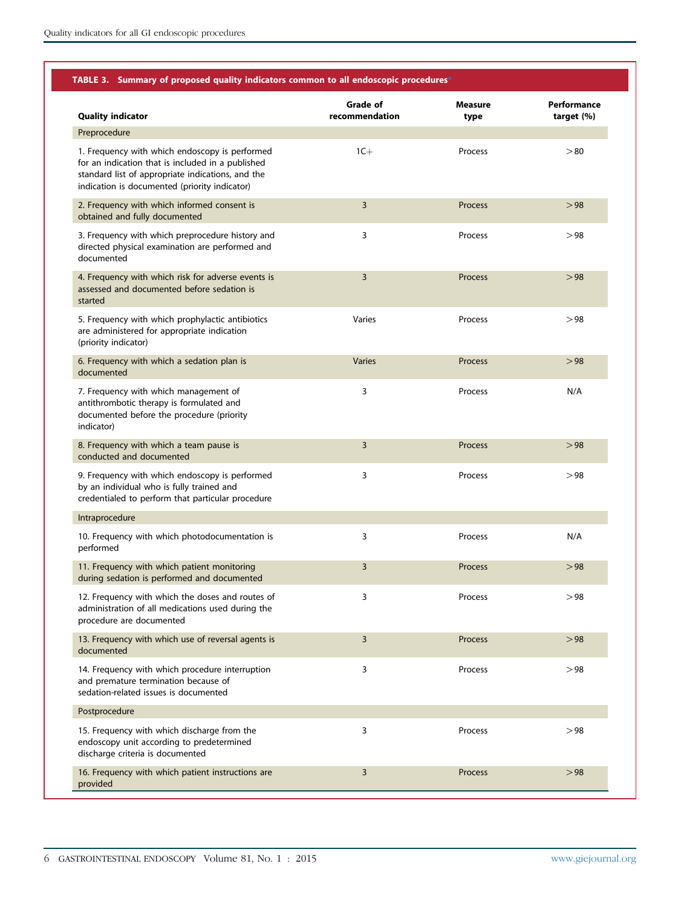**TABLE 3. Summary of proposed quality indicators common to all endoscopic procedures***

| Quality indicator | Grade of recommendation | Measure type | Performance target (%) |
|---|---|---|---|
| Preprocedure | | | |
| 1. Frequency with which endoscopy is performed for an indication that is included in a published standard list of appropriate indications, and the indication is documented (priority indicator) | 1C+ | Process | >80 |
| 2. Frequency with which informed consent is obtained and fully documented | 3 | Process | >98 |
| 3. Frequency with which preprocedure history and directed physical examination are performed and documented | 3 | Process | >98 |
| 4. Frequency with which risk for adverse events is assessed and documented before sedation is started | 3 | Process | >98 |
| 5. Frequency with which prophylactic antibiotics are administered for appropriate indication (priority indicator) | Varies | Process | >98 |
| 6. Frequency with which a sedation plan is documented | Varies | Process | >98 |
| 7. Frequency with which management of antithrombotic therapy is formulated and documented before the procedure (priority indicator) | 3 | Process | N/A |
| 8. Frequency with which a team pause is conducted and documented | 3 | Process | >98 |
| 9. Frequency with which endoscopy is performed by an individual who is fully trained and credentialed to perform that particular procedure | 3 | Process | >98 |
| Intraprocedure | | | |
| 10. Frequency with which photodocumentation is performed | 3 | Process | N/A |
| 11. Frequency with which patient monitoring during sedation is performed and documented | 3 | Process | >98 |
| 12. Frequency with which the doses and routes of administration of all medications used during the procedure are documented | 3 | Process | >98 |
| 13. Frequency with which use of reversal agents is documented | 3 | Process | >98 |
| 14. Frequency with which procedure interruption and premature termination because of sedation-related issues is documented | 3 | Process | >98 |
| Postprocedure | | | |
| 15. Frequency with which discharge from the endoscopy unit according to predetermined discharge criteria is documented | 3 | Process | >98 |
| 16. Frequency with which patient instructions are provided | 3 | Process | >98 |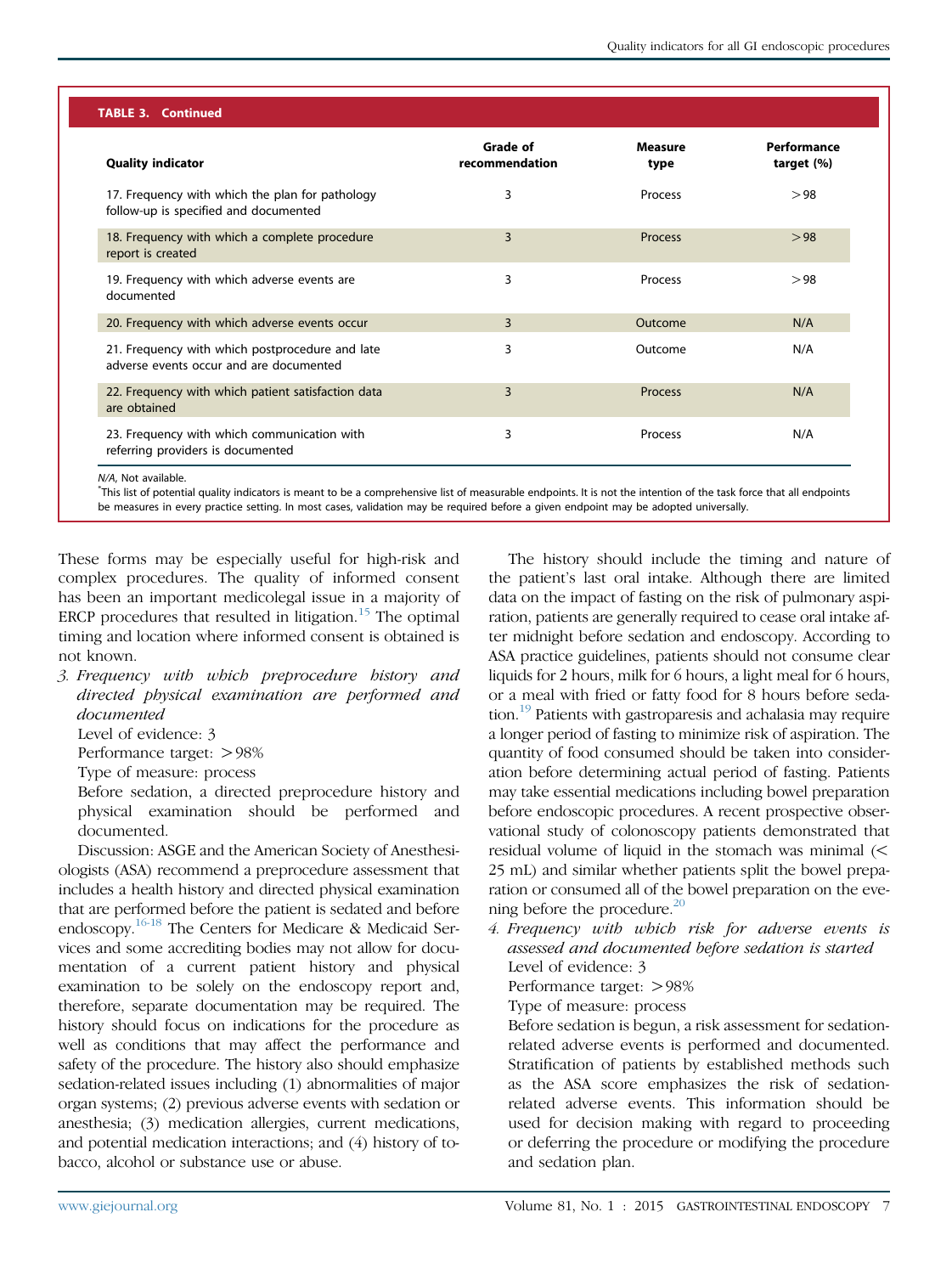**TABLE 3. Continued**

| Quality indicator | Grade of recommendation | Measure type | Performance target (%) |
|---|---|---|---|
| 17. Frequency with which the plan for pathology follow-up is specified and documented | 3 | Process | >98 |
| 18. Frequency with which a complete procedure report is created | 3 | Process | >98 |
| 19. Frequency with which adverse events are documented | 3 | Process | >98 |
| 20. Frequency with which adverse events occur | 3 | Outcome | N/A |
| 21. Frequency with which postprocedure and late adverse events occur and are documented | 3 | Outcome | N/A |
| 22. Frequency with which patient satisfaction data are obtained | 3 | Process | N/A |
| 23. Frequency with which communication with referring providers is documented | 3 | Process | N/A |

*N/A*, Not available.

*This list of potential quality indicators is meant to be a comprehensive list of measurable endpoints. It is not the intention of the task force that all endpoints be measures in every practice setting. In most cases, validation may be required before a given endpoint may be adopted universally.

These forms may be especially useful for high-risk and complex procedures. The quality of informed consent has been an important medicolegal issue in a majority of ERCP procedures that resulted in litigation.[15] The optimal timing and location where informed consent is obtained is not known.

*3. Frequency with which preprocedure history and directed physical examination are performed and documented*

Level of evidence: 3

Performance target: >98%

Type of measure: process

Before sedation, a directed preprocedure history and physical examination should be performed and documented.

Discussion: ASGE and the American Society of Anesthesiologists (ASA) recommend a preprocedure assessment that includes a health history and directed physical examination that are performed before the patient is sedated and before endoscopy.[16-18] The Centers for Medicare & Medicaid Services and some accrediting bodies may not allow for documentation of a current patient history and physical examination to be solely on the endoscopy report and, therefore, separate documentation may be required. The history should focus on indications for the procedure as well as conditions that may affect the performance and safety of the procedure. The history also should emphasize sedation-related issues including (1) abnormalities of major organ systems; (2) previous adverse events with sedation or anesthesia; (3) medication allergies, current medications, and potential medication interactions; and (4) history of tobacco, alcohol or substance use or abuse.

The history should include the timing and nature of the patient's last oral intake. Although there are limited data on the impact of fasting on the risk of pulmonary aspiration, patients are generally required to cease oral intake after midnight before sedation and endoscopy. According to ASA practice guidelines, patients should not consume clear liquids for 2 hours, milk for 6 hours, a light meal for 6 hours, or a meal with fried or fatty food for 8 hours before sedation.[19] Patients with gastroparesis and achalasia may require a longer period of fasting to minimize risk of aspiration. The quantity of food consumed should be taken into consideration before determining actual period of fasting. Patients may take essential medications including bowel preparation before endoscopic procedures. A recent prospective observational study of colonoscopy patients demonstrated that residual volume of liquid in the stomach was minimal (< 25 mL) and similar whether patients split the bowel preparation or consumed all of the bowel preparation on the evening before the procedure.[20]

*4. Frequency with which risk for adverse events is assessed and documented before sedation is started*

Level of evidence: 3

Performance target: >98%

Type of measure: process

Before sedation is begun, a risk assessment for sedation-related adverse events is performed and documented. Stratification of patients by established methods such as the ASA score emphasizes the risk of sedation-related adverse events. This information should be used for decision making with regard to proceeding or deferring the procedure or modifying the procedure and sedation plan.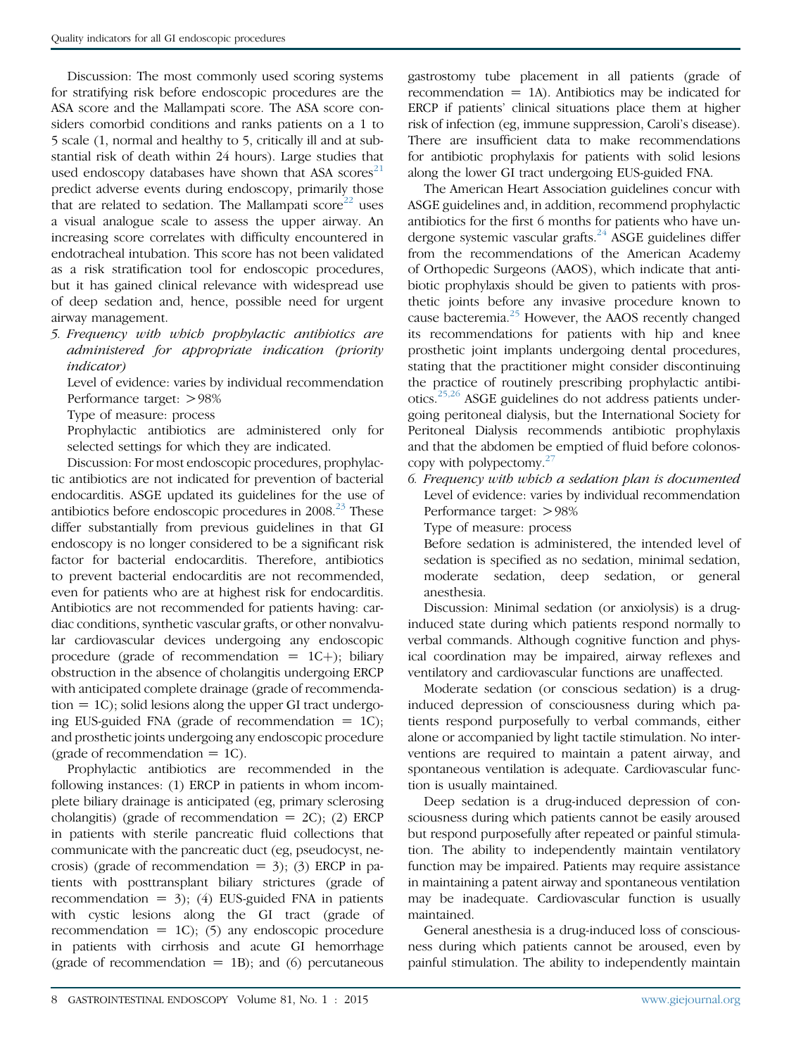Discussion: The most commonly used scoring systems for stratifying risk before endoscopic procedures are the ASA score and the Mallampati score. The ASA score considers comorbid conditions and ranks patients on a 1 to 5 scale (1, normal and healthy to 5, critically ill and at substantial risk of death within 24 hours). Large studies that used endoscopy databases have shown that ASA scores[21] predict adverse events during endoscopy, primarily those that are related to sedation. The Mallampati score[22] uses a visual analogue scale to assess the upper airway. An increasing score correlates with difficulty encountered in endotracheal intubation. This score has not been validated as a risk stratification tool for endoscopic procedures, but it has gained clinical relevance with widespread use of deep sedation and, hence, possible need for urgent airway management.

5. *Frequency with which prophylactic antibiotics are administered for appropriate indication (priority indicator)*

   Level of evidence: varies by individual recommendation

   Performance target: >98%

   Type of measure: process

   Prophylactic antibiotics are administered only for selected settings for which they are indicated.

Discussion: For most endoscopic procedures, prophylactic antibiotics are not indicated for prevention of bacterial endocarditis. ASGE updated its guidelines for the use of antibiotics before endoscopic procedures in 2008.[23] These differ substantially from previous guidelines in that GI endoscopy is no longer considered to be a significant risk factor for bacterial endocarditis. Therefore, antibiotics to prevent bacterial endocarditis are not recommended, even for patients who are at highest risk for endocarditis. Antibiotics are not recommended for patients having: cardiac conditions, synthetic vascular grafts, or other nonvalvular cardiovascular devices undergoing any endoscopic procedure (grade of recommendation = 1C+); biliary obstruction in the absence of cholangitis undergoing ERCP with anticipated complete drainage (grade of recommendation = 1C); solid lesions along the upper GI tract undergoing EUS-guided FNA (grade of recommendation = 1C); and prosthetic joints undergoing any endoscopic procedure (grade of recommendation = 1C).

Prophylactic antibiotics are recommended in the following instances: (1) ERCP in patients in whom incomplete biliary drainage is anticipated (eg, primary sclerosing cholangitis) (grade of recommendation = 2C); (2) ERCP in patients with sterile pancreatic fluid collections that communicate with the pancreatic duct (eg, pseudocyst, necrosis) (grade of recommendation = 3); (3) ERCP in patients with posttransplant biliary strictures (grade of recommendation = 3); (4) EUS-guided FNA in patients with cystic lesions along the GI tract (grade of recommendation = 1C); (5) any endoscopic procedure in patients with cirrhosis and acute GI hemorrhage (grade of recommendation = 1B); and (6) percutaneous gastrostomy tube placement in all patients (grade of recommendation = 1A). Antibiotics may be indicated for ERCP if patients' clinical situations place them at higher risk of infection (eg, immune suppression, Caroli's disease). There are insufficient data to make recommendations for antibiotic prophylaxis for patients with solid lesions along the lower GI tract undergoing EUS-guided FNA.

The American Heart Association guidelines concur with ASGE guidelines and, in addition, recommend prophylactic antibiotics for the first 6 months for patients who have undergone systemic vascular grafts.[24] ASGE guidelines differ from the recommendations of the American Academy of Orthopedic Surgeons (AAOS), which indicate that antibiotic prophylaxis should be given to patients with prosthetic joints before any invasive procedure known to cause bacteremia.[25] However, the AAOS recently changed its recommendations for patients with hip and knee prosthetic joint implants undergoing dental procedures, stating that the practitioner might consider discontinuing the practice of routinely prescribing prophylactic antibiotics.[25,26] ASGE guidelines do not address patients undergoing peritoneal dialysis, but the International Society for Peritoneal Dialysis recommends antibiotic prophylaxis and that the abdomen be emptied of fluid before colonoscopy with polypectomy.[27]

6. *Frequency with which a sedation plan is documented*

   Level of evidence: varies by individual recommendation

   Performance target: >98%

   Type of measure: process

   Before sedation is administered, the intended level of sedation is specified as no sedation, minimal sedation, moderate sedation, deep sedation, or general anesthesia.

Discussion: Minimal sedation (or anxiolysis) is a drug-induced state during which patients respond normally to verbal commands. Although cognitive function and physical coordination may be impaired, airway reflexes and ventilatory and cardiovascular functions are unaffected.

Moderate sedation (or conscious sedation) is a drug-induced depression of consciousness during which patients respond purposefully to verbal commands, either alone or accompanied by light tactile stimulation. No interventions are required to maintain a patent airway, and spontaneous ventilation is adequate. Cardiovascular function is usually maintained.

Deep sedation is a drug-induced depression of consciousness during which patients cannot be easily aroused but respond purposefully after repeated or painful stimulation. The ability to independently maintain ventilatory function may be impaired. Patients may require assistance in maintaining a patent airway and spontaneous ventilation may be inadequate. Cardiovascular function is usually maintained.

General anesthesia is a drug-induced loss of consciousness during which patients cannot be aroused, even by painful stimulation. The ability to independently maintain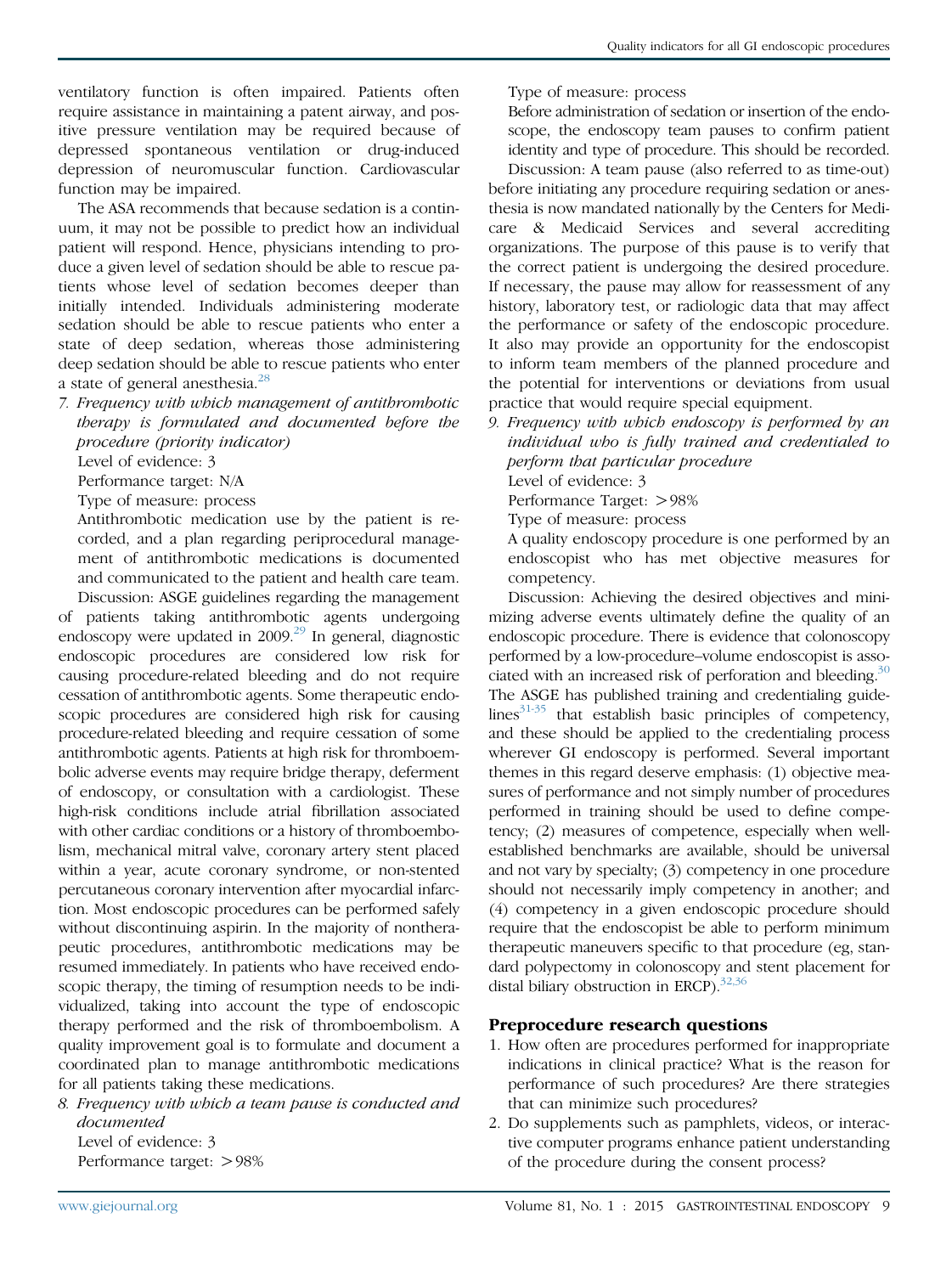ventilatory function is often impaired. Patients often require assistance in maintaining a patent airway, and positive pressure ventilation may be required because of depressed spontaneous ventilation or drug-induced depression of neuromuscular function. Cardiovascular function may be impaired.

The ASA recommends that because sedation is a continuum, it may not be possible to predict how an individual patient will respond. Hence, physicians intending to produce a given level of sedation should be able to rescue patients whose level of sedation becomes deeper than initially intended. Individuals administering moderate sedation should be able to rescue patients who enter a state of deep sedation, whereas those administering deep sedation should be able to rescue patients who enter a state of general anesthesia.[28]

7. *Frequency with which management of antithrombotic therapy is formulated and documented before the procedure (priority indicator)*

   Level of evidence: 3

   Performance target: N/A

   Type of measure: process

   Antithrombotic medication use by the patient is recorded, and a plan regarding periprocedural management of antithrombotic medications is documented and communicated to the patient and health care team.

Discussion: ASGE guidelines regarding the management of patients taking antithrombotic agents undergoing endoscopy were updated in 2009.[29] In general, diagnostic endoscopic procedures are considered low risk for causing procedure-related bleeding and do not require cessation of antithrombotic agents. Some therapeutic endoscopic procedures are considered high risk for causing procedure-related bleeding and require cessation of some antithrombotic agents. Patients at high risk for thromboembolic adverse events may require bridge therapy, deferment of endoscopy, or consultation with a cardiologist. These high-risk conditions include atrial fibrillation associated with other cardiac conditions or a history of thromboembolism, mechanical mitral valve, coronary artery stent placed within a year, acute coronary syndrome, or non-stented percutaneous coronary intervention after myocardial infarction. Most endoscopic procedures can be performed safely without discontinuing aspirin. In the majority of nontherapeutic procedures, antithrombotic medications may be resumed immediately. In patients who have received endoscopic therapy, the timing of resumption needs to be individualized, taking into account the type of endoscopic therapy performed and the risk of thromboembolism. A quality improvement goal is to formulate and document a coordinated plan to manage antithrombotic medications for all patients taking these medications.

8. *Frequency with which a team pause is conducted and documented*

   Level of evidence: 3

   Performance target: >98%

   Type of measure: process

   Before administration of sedation or insertion of the endoscope, the endoscopy team pauses to confirm patient identity and type of procedure. This should be recorded.

Discussion: A team pause (also referred to as time-out) before initiating any procedure requiring sedation or anesthesia is now mandated nationally by the Centers for Medicare & Medicaid Services and several accrediting organizations. The purpose of this pause is to verify that the correct patient is undergoing the desired procedure. If necessary, the pause may allow for reassessment of any history, laboratory test, or radiologic data that may affect the performance or safety of the endoscopic procedure. It also may provide an opportunity for the endoscopist to inform team members of the planned procedure and the potential for interventions or deviations from usual practice that would require special equipment.

9. *Frequency with which endoscopy is performed by an individual who is fully trained and credentialed to perform that particular procedure*

   Level of evidence: 3

   Performance Target: >98%

   Type of measure: process

   A quality endoscopy procedure is one performed by an endoscopist who has met objective measures for competency.

Discussion: Achieving the desired objectives and minimizing adverse events ultimately define the quality of an endoscopic procedure. There is evidence that colonoscopy performed by a low-procedure–volume endoscopist is associated with an increased risk of perforation and bleeding.[30] The ASGE has published training and credentialing guidelines[31-35] that establish basic principles of competency, and these should be applied to the credentialing process wherever GI endoscopy is performed. Several important themes in this regard deserve emphasis: (1) objective measures of performance and not simply number of procedures performed in training should be used to define competency; (2) measures of competence, especially when well-established benchmarks are available, should be universal and not vary by specialty; (3) competency in one procedure should not necessarily imply competency in another; and (4) competency in a given endoscopic procedure should require that the endoscopist be able to perform minimum therapeutic maneuvers specific to that procedure (eg, standard polypectomy in colonoscopy and stent placement for distal biliary obstruction in ERCP).[32,36]

## Preprocedure research questions

1. How often are procedures performed for inappropriate indications in clinical practice? What is the reason for performance of such procedures? Are there strategies that can minimize such procedures?
2. Do supplements such as pamphlets, videos, or interactive computer programs enhance patient understanding of the procedure during the consent process?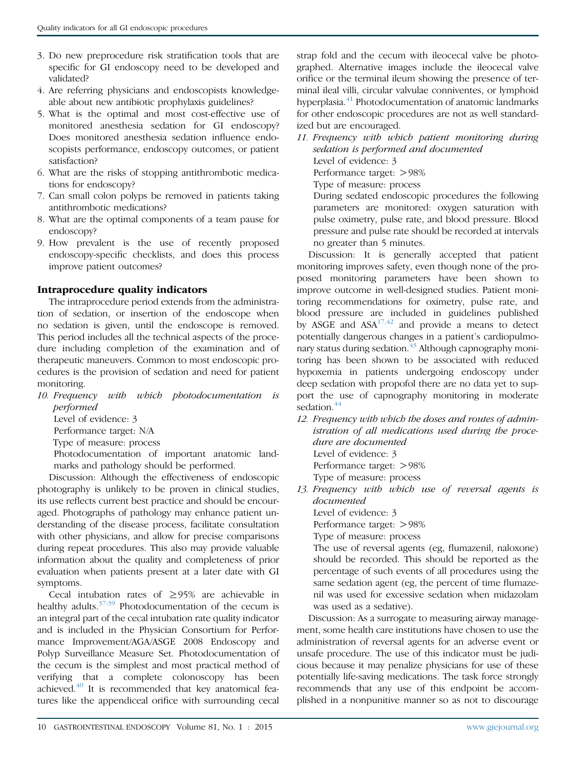3. Do new preprocedure risk stratification tools that are specific for GI endoscopy need to be developed and validated?
4. Are referring physicians and endoscopists knowledgeable about new antibiotic prophylaxis guidelines?
5. What is the optimal and most cost-effective use of monitored anesthesia sedation for GI endoscopy? Does monitored anesthesia sedation influence endoscopists performance, endoscopy outcomes, or patient satisfaction?
6. What are the risks of stopping antithrombotic medications for endoscopy?
7. Can small colon polyps be removed in patients taking antithrombotic medications?
8. What are the optimal components of a team pause for endoscopy?
9. How prevalent is the use of recently proposed endoscopy-specific checklists, and does this process improve patient outcomes?

### Intraprocedure quality indicators

The intraprocedure period extends from the administration of sedation, or insertion of the endoscope when no sedation is given, until the endoscope is removed. This period includes all the technical aspects of the procedure including completion of the examination and of therapeutic maneuvers. Common to most endoscopic procedures is the provision of sedation and need for patient monitoring.

10. *Frequency with which photodocumentation is performed*

    Level of evidence: 3

    Performance target: N/A

    Type of measure: process

    Photodocumentation of important anatomic landmarks and pathology should be performed.

Discussion: Although the effectiveness of endoscopic photography is unlikely to be proven in clinical studies, its use reflects current best practice and should be encouraged. Photographs of pathology may enhance patient understanding of the disease process, facilitate consultation with other physicians, and allow for precise comparisons during repeat procedures. This also may provide valuable information about the quality and completeness of prior evaluation when patients present at a later date with GI symptoms.

Cecal intubation rates of ≥95% are achievable in healthy adults.[37-39] Photodocumentation of the cecum is an integral part of the cecal intubation rate quality indicator and is included in the Physician Consortium for Performance Improvement/AGA/ASGE 2008 Endoscopy and Polyp Surveillance Measure Set. Photodocumentation of the cecum is the simplest and most practical method of verifying that a complete colonoscopy has been achieved.[40] It is recommended that key anatomical features like the appendiceal orifice with surrounding cecal strap fold and the cecum with ileocecal valve be photographed. Alternative images include the ileocecal valve orifice or the terminal ileum showing the presence of terminal ileal villi, circular valvulae conniventes, or lymphoid hyperplasia.[41] Photodocumentation of anatomic landmarks for other endoscopic procedures are not as well standardized but are encouraged.

11. *Frequency with which patient monitoring during sedation is performed and documented*

    Level of evidence: 3

    Performance target: >98%

    Type of measure: process

    During sedated endoscopic procedures the following parameters are monitored: oxygen saturation with pulse oximetry, pulse rate, and blood pressure. Blood pressure and pulse rate should be recorded at intervals no greater than 5 minutes.

Discussion: It is generally accepted that patient monitoring improves safety, even though none of the proposed monitoring parameters have been shown to improve outcome in well-designed studies. Patient monitoring recommendations for oximetry, pulse rate, and blood pressure are included in guidelines published by ASGE and ASA[17,42] and provide a means to detect potentially dangerous changes in a patient's cardiopulmonary status during sedation.[43] Although capnography monitoring has been shown to be associated with reduced hypoxemia in patients undergoing endoscopy under deep sedation with propofol there are no data yet to support the use of capnography monitoring in moderate sedation.[44]

12. *Frequency with which the doses and routes of administration of all medications used during the procedure are documented*

    Level of evidence: 3

    Performance target: >98%

    Type of measure: process

13. *Frequency with which use of reversal agents is documented*

    Level of evidence: 3

    Performance target: >98%

    Type of measure: process

    The use of reversal agents (eg, flumazenil, naloxone) should be recorded. This should be reported as the percentage of such events of all procedures using the same sedation agent (eg, the percent of time flumazenil was used for excessive sedation when midazolam was used as a sedative).

Discussion: As a surrogate to measuring airway management, some health care institutions have chosen to use the administration of reversal agents for an adverse event or unsafe procedure. The use of this indicator must be judicious because it may penalize physicians for use of these potentially life-saving medications. The task force strongly recommends that any use of this endpoint be accomplished in a nonpunitive manner so as not to discourage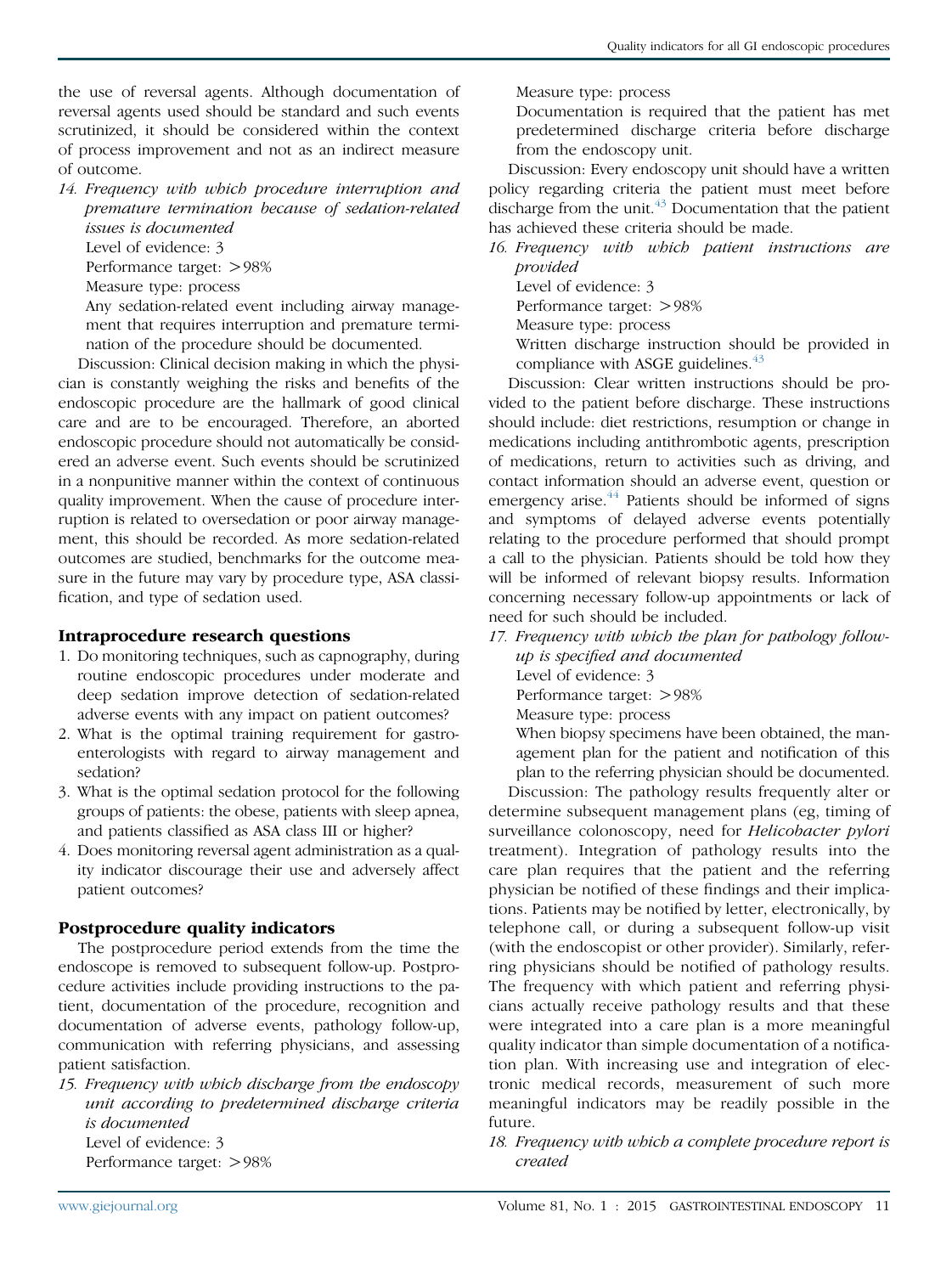the use of reversal agents. Although documentation of reversal agents used should be standard and such events scrutinized, it should be considered within the context of process improvement and not as an indirect measure of outcome.

14. *Frequency with which procedure interruption and premature termination because of sedation-related issues is documented*

    Level of evidence: 3

    Performance target: >98%

    Measure type: process

    Any sedation-related event including airway management that requires interruption and premature termination of the procedure should be documented.

Discussion: Clinical decision making in which the physician is constantly weighing the risks and benefits of the endoscopic procedure are the hallmark of good clinical care and are to be encouraged. Therefore, an aborted endoscopic procedure should not automatically be considered an adverse event. Such events should be scrutinized in a nonpunitive manner within the context of continuous quality improvement. When the cause of procedure interruption is related to oversedation or poor airway management, this should be recorded. As more sedation-related outcomes are studied, benchmarks for the outcome measure in the future may vary by procedure type, ASA classification, and type of sedation used.

### Intraprocedure research questions

1. Do monitoring techniques, such as capnography, during routine endoscopic procedures under moderate and deep sedation improve detection of sedation-related adverse events with any impact on patient outcomes?
2. What is the optimal training requirement for gastroenterologists with regard to airway management and sedation?
3. What is the optimal sedation protocol for the following groups of patients: the obese, patients with sleep apnea, and patients classified as ASA class III or higher?
4. Does monitoring reversal agent administration as a quality indicator discourage their use and adversely affect patient outcomes?

### Postprocedure quality indicators

The postprocedure period extends from the time the endoscope is removed to subsequent follow-up. Postprocedure activities include providing instructions to the patient, documentation of the procedure, recognition and documentation of adverse events, pathology follow-up, communication with referring physicians, and assessing patient satisfaction.

15. *Frequency with which discharge from the endoscopy unit according to predetermined discharge criteria is documented*

    Level of evidence: 3

    Performance target: >98%

    Measure type: process

    Documentation is required that the patient has met predetermined discharge criteria before discharge from the endoscopy unit.

Discussion: Every endoscopy unit should have a written policy regarding criteria the patient must meet before discharge from the unit.[43] Documentation that the patient has achieved these criteria should be made.

16. *Frequency with which patient instructions are provided*

    Level of evidence: 3

    Performance target: >98%

    Measure type: process

    Written discharge instruction should be provided in compliance with ASGE guidelines.[43]

Discussion: Clear written instructions should be provided to the patient before discharge. These instructions should include: diet restrictions, resumption or change in medications including antithrombotic agents, prescription of medications, return to activities such as driving, and contact information should an adverse event, question or emergency arise.[44] Patients should be informed of signs and symptoms of delayed adverse events potentially relating to the procedure performed that should prompt a call to the physician. Patients should be told how they will be informed of relevant biopsy results. Information concerning necessary follow-up appointments or lack of need for such should be included.

17. *Frequency with which the plan for pathology follow-up is specified and documented*

    Level of evidence: 3

    Performance target: >98%

    Measure type: process

    When biopsy specimens have been obtained, the management plan for the patient and notification of this plan to the referring physician should be documented.

Discussion: The pathology results frequently alter or determine subsequent management plans (eg, timing of surveillance colonoscopy, need for *Helicobacter pylori* treatment). Integration of pathology results into the care plan requires that the patient and the referring physician be notified of these findings and their implications. Patients may be notified by letter, electronically, by telephone call, or during a subsequent follow-up visit (with the endoscopist or other provider). Similarly, referring physicians should be notified of pathology results. The frequency with which patient and referring physicians actually receive pathology results and that these were integrated into a care plan is a more meaningful quality indicator than simple documentation of a notification plan. With increasing use and integration of electronic medical records, measurement of such more meaningful indicators may be readily possible in the future.

18. *Frequency with which a complete procedure report is created*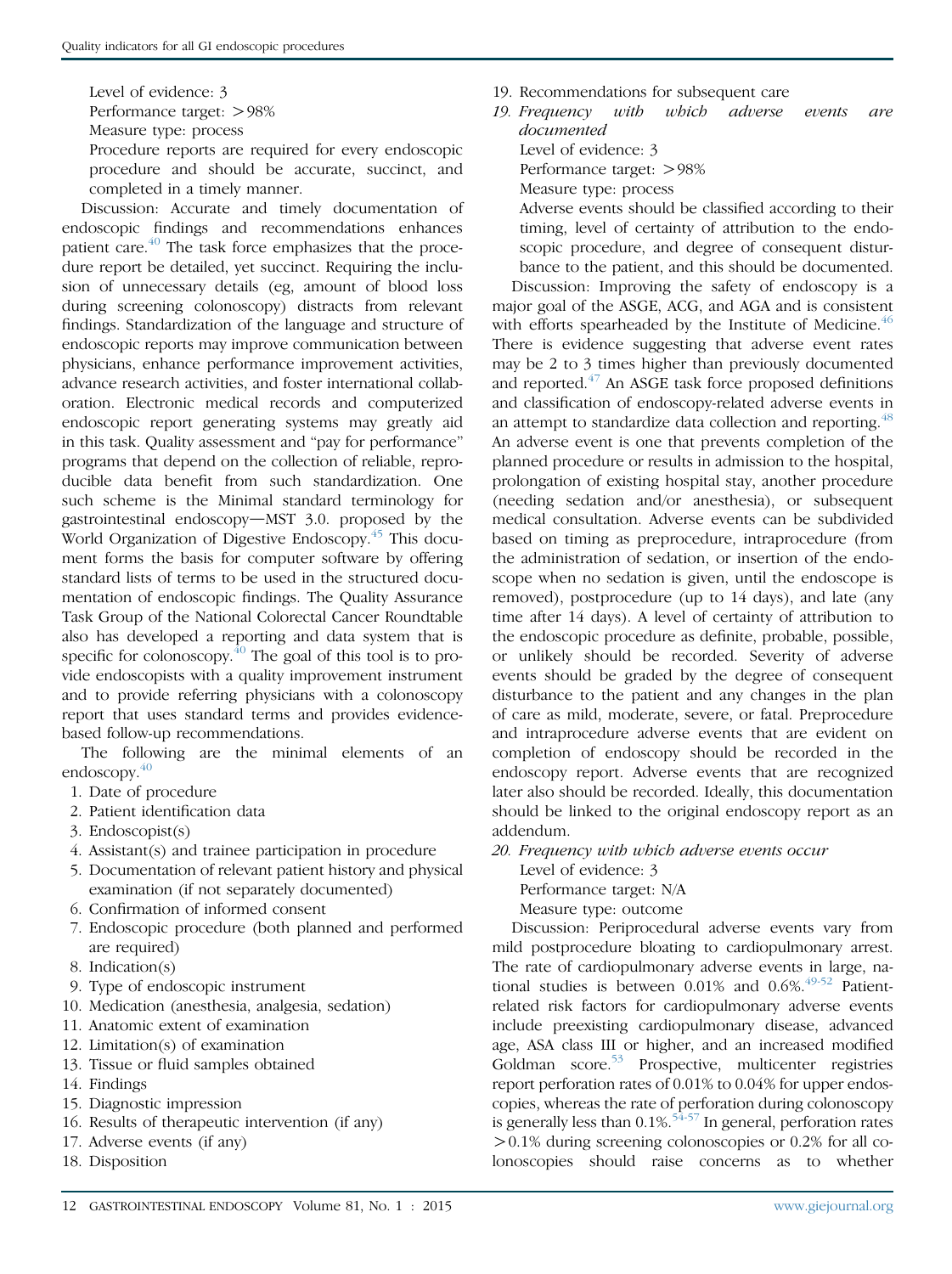Level of evidence: 3
Performance target: >98%
Measure type: process
Procedure reports are required for every endoscopic procedure and should be accurate, succinct, and completed in a timely manner.

Discussion: Accurate and timely documentation of endoscopic findings and recommendations enhances patient care.[40] The task force emphasizes that the procedure report be detailed, yet succinct. Requiring the inclusion of unnecessary details (eg, amount of blood loss during screening colonoscopy) distracts from relevant findings. Standardization of the language and structure of endoscopic reports may improve communication between physicians, enhance performance improvement activities, advance research activities, and foster international collaboration. Electronic medical records and computerized endoscopic report generating systems may greatly aid in this task. Quality assessment and "pay for performance" programs that depend on the collection of reliable, reproducible data benefit from such standardization. One such scheme is the Minimal standard terminology for gastrointestinal endoscopy—MST 3.0. proposed by the World Organization of Digestive Endoscopy.[45] This document forms the basis for computer software by offering standard lists of terms to be used in the structured documentation of endoscopic findings. The Quality Assurance Task Group of the National Colorectal Cancer Roundtable also has developed a reporting and data system that is specific for colonoscopy.[40] The goal of this tool is to provide endoscopists with a quality improvement instrument and to provide referring physicians with a colonoscopy report that uses standard terms and provides evidence-based follow-up recommendations.

The following are the minimal elements of an endoscopy.[40]

1. Date of procedure
2. Patient identification data
3. Endoscopist(s)
4. Assistant(s) and trainee participation in procedure
5. Documentation of relevant patient history and physical examination (if not separately documented)
6. Confirmation of informed consent
7. Endoscopic procedure (both planned and performed are required)
8. Indication(s)
9. Type of endoscopic instrument
10. Medication (anesthesia, analgesia, sedation)
11. Anatomic extent of examination
12. Limitation(s) of examination
13. Tissue or fluid samples obtained
14. Findings
15. Diagnostic impression
16. Results of therapeutic intervention (if any)
17. Adverse events (if any)
18. Disposition
19. Recommendations for subsequent care

*19. Frequency with which adverse events are documented*

Level of evidence: 3
Performance target: >98%
Measure type: process
Adverse events should be classified according to their timing, level of certainty of attribution to the endoscopic procedure, and degree of consequent disturbance to the patient, and this should be documented.

Discussion: Improving the safety of endoscopy is a major goal of the ASGE, ACG, and AGA and is consistent with efforts spearheaded by the Institute of Medicine.[46] There is evidence suggesting that adverse event rates may be 2 to 3 times higher than previously documented and reported.[47] An ASGE task force proposed definitions and classification of endoscopy-related adverse events in an attempt to standardize data collection and reporting.[48] An adverse event is one that prevents completion of the planned procedure or results in admission to the hospital, prolongation of existing hospital stay, another procedure (needing sedation and/or anesthesia), or subsequent medical consultation. Adverse events can be subdivided based on timing as preprocedure, intraprocedure (from the administration of sedation, or insertion of the endoscope when no sedation is given, until the endoscope is removed), postprocedure (up to 14 days), and late (any time after 14 days). A level of certainty of attribution to the endoscopic procedure as definite, probable, possible, or unlikely should be recorded. Severity of adverse events should be graded by the degree of consequent disturbance to the patient and any changes in the plan of care as mild, moderate, severe, or fatal. Preprocedure and intraprocedure adverse events that are evident on completion of endoscopy should be recorded in the endoscopy report. Adverse events that are recognized later also should be recorded. Ideally, this documentation should be linked to the original endoscopy report as an addendum.

*20. Frequency with which adverse events occur*

Level of evidence: 3
Performance target: N/A
Measure type: outcome

Discussion: Periprocedural adverse events vary from mild postprocedure bloating to cardiopulmonary arrest. The rate of cardiopulmonary adverse events in large, national studies is between 0.01% and 0.6%.[49-52] Patient-related risk factors for cardiopulmonary adverse events include preexisting cardiopulmonary disease, advanced age, ASA class III or higher, and an increased modified Goldman score.[53] Prospective, multicenter registries report perforation rates of 0.01% to 0.04% for upper endoscopies, whereas the rate of perforation during colonoscopy is generally less than 0.1%.[54-57] In general, perforation rates >0.1% during screening colonoscopies or 0.2% for all colonoscopies should raise concerns as to whether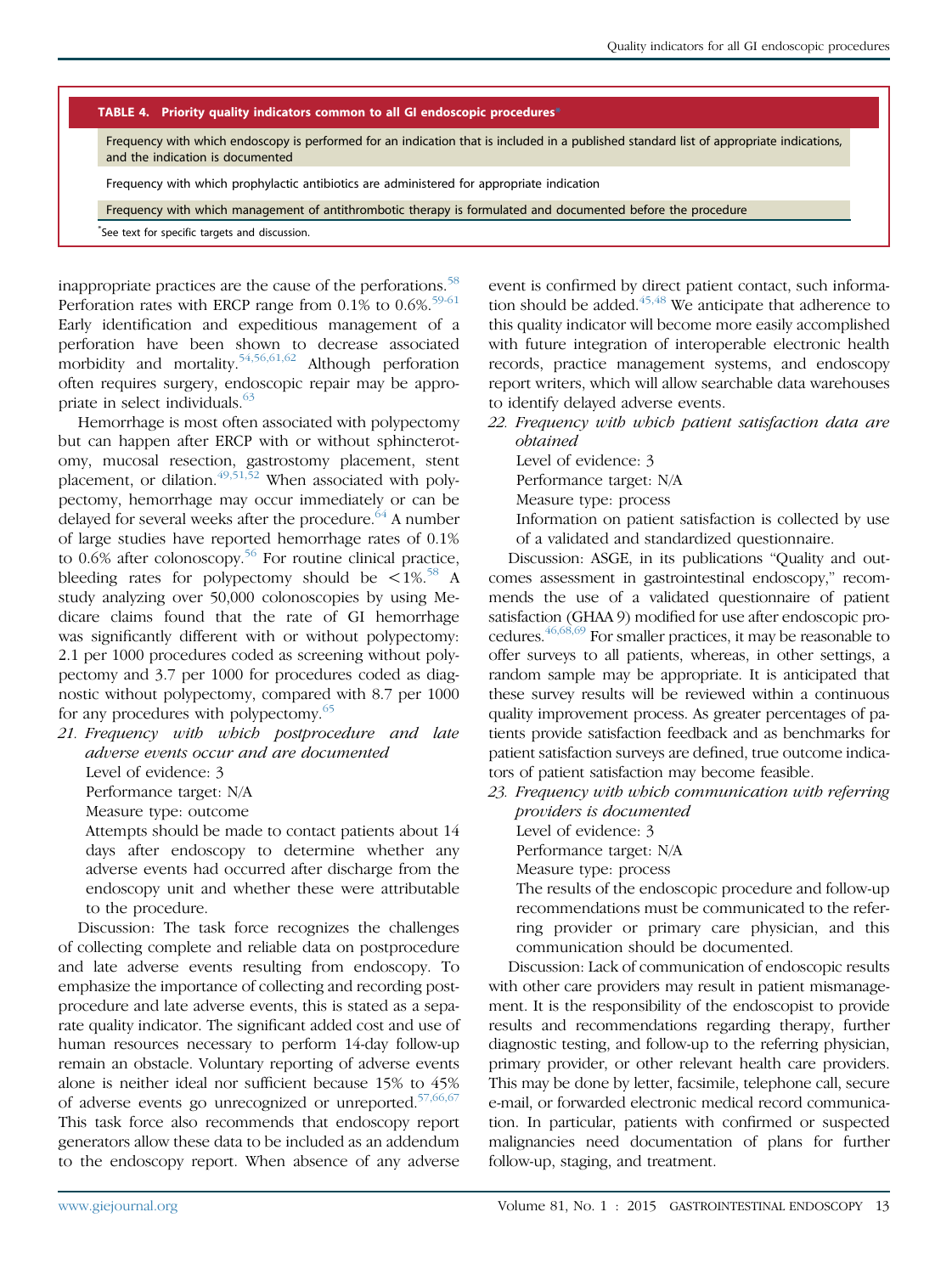**TABLE 4. Priority quality indicators common to all GI endoscopic procedures***

| |
|---|
| Frequency with which endoscopy is performed for an indication that is included in a published standard list of appropriate indications, and the indication is documented |
| Frequency with which prophylactic antibiotics are administered for appropriate indication |
| Frequency with which management of antithrombotic therapy is formulated and documented before the procedure |

*See text for specific targets and discussion.

inappropriate practices are the cause of the perforations.[58] Perforation rates with ERCP range from 0.1% to 0.6%.[59-61] Early identification and expeditious management of a perforation have been shown to decrease associated morbidity and mortality.[54,56,61,62] Although perforation often requires surgery, endoscopic repair may be appropriate in select individuals.[63]

Hemorrhage is most often associated with polypectomy but can happen after ERCP with or without sphincterotomy, mucosal resection, gastrostomy placement, stent placement, or dilation.[49,51,52] When associated with polypectomy, hemorrhage may occur immediately or can be delayed for several weeks after the procedure.[64] A number of large studies have reported hemorrhage rates of 0.1% to 0.6% after colonoscopy.[56] For routine clinical practice, bleeding rates for polypectomy should be <1%.[58] A study analyzing over 50,000 colonoscopies by using Medicare claims found that the rate of GI hemorrhage was significantly different with or without polypectomy: 2.1 per 1000 procedures coded as screening without polypectomy and 3.7 per 1000 for procedures coded as diagnostic without polypectomy, compared with 8.7 per 1000 for any procedures with polypectomy.[65]

21. *Frequency with which postprocedure and late adverse events occur and are documented*
    Level of evidence: 3
    Performance target: N/A
    Measure type: outcome
    Attempts should be made to contact patients about 14 days after endoscopy to determine whether any adverse events had occurred after discharge from the endoscopy unit and whether these were attributable to the procedure.

Discussion: The task force recognizes the challenges of collecting complete and reliable data on postprocedure and late adverse events resulting from endoscopy. To emphasize the importance of collecting and recording postprocedure and late adverse events, this is stated as a separate quality indicator. The significant added cost and use of human resources necessary to perform 14-day follow-up remain an obstacle. Voluntary reporting of adverse events alone is neither ideal nor sufficient because 15% to 45% of adverse events go unrecognized or unreported.[57,66,67] This task force also recommends that endoscopy report generators allow these data to be included as an addendum to the endoscopy report. When absence of any adverse event is confirmed by direct patient contact, such information should be added.[45,48] We anticipate that adherence to this quality indicator will become more easily accomplished with future integration of interoperable electronic health records, practice management systems, and endoscopy report writers, which will allow searchable data warehouses to identify delayed adverse events.

22. *Frequency with which patient satisfaction data are obtained*
    Level of evidence: 3
    Performance target: N/A
    Measure type: process
    Information on patient satisfaction is collected by use of a validated and standardized questionnaire.

Discussion: ASGE, in its publications "Quality and outcomes assessment in gastrointestinal endoscopy," recommends the use of a validated questionnaire of patient satisfaction (GHAA 9) modified for use after endoscopic procedures.[46,68,69] For smaller practices, it may be reasonable to offer surveys to all patients, whereas, in other settings, a random sample may be appropriate. It is anticipated that these survey results will be reviewed within a continuous quality improvement process. As greater percentages of patients provide satisfaction feedback and as benchmarks for patient satisfaction surveys are defined, true outcome indicators of patient satisfaction may become feasible.

23. *Frequency with which communication with referring providers is documented*
    Level of evidence: 3
    Performance target: N/A
    Measure type: process
    The results of the endoscopic procedure and follow-up recommendations must be communicated to the referring provider or primary care physician, and this communication should be documented.

Discussion: Lack of communication of endoscopic results with other care providers may result in patient mismanagement. It is the responsibility of the endoscopist to provide results and recommendations regarding therapy, further diagnostic testing, and follow-up to the referring physician, primary provider, or other relevant health care providers. This may be done by letter, facsimile, telephone call, secure e-mail, or forwarded electronic medical record communication. In particular, patients with confirmed or suspected malignancies need documentation of plans for further follow-up, staging, and treatment.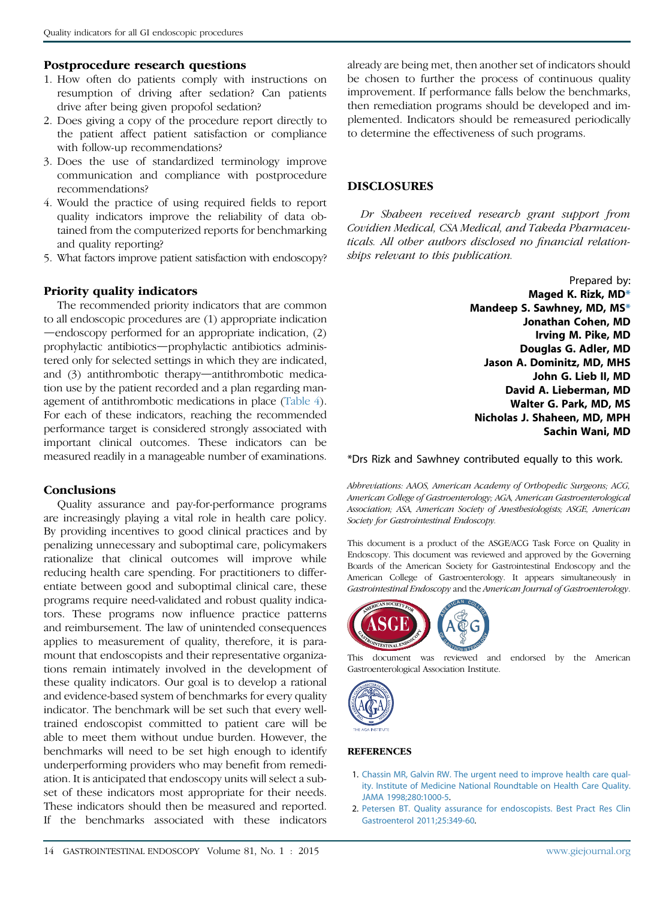### Postprocedure research questions

1. How often do patients comply with instructions on resumption of driving after sedation? Can patients drive after being given propofol sedation?
2. Does giving a copy of the procedure report directly to the patient affect patient satisfaction or compliance with follow-up recommendations?
3. Does the use of standardized terminology improve communication and compliance with postprocedure recommendations?
4. Would the practice of using required fields to report quality indicators improve the reliability of data obtained from the computerized reports for benchmarking and quality reporting?
5. What factors improve patient satisfaction with endoscopy?

### Priority quality indicators

The recommended priority indicators that are common to all endoscopic procedures are (1) appropriate indication—endoscopy performed for an appropriate indication, (2) prophylactic antibiotics—prophylactic antibiotics administered only for selected settings in which they are indicated, and (3) antithrombotic therapy—antithrombotic medication use by the patient recorded and a plan regarding management of antithrombotic medications in place (Table 4). For each of these indicators, reaching the recommended performance target is considered strongly associated with important clinical outcomes. These indicators can be measured readily in a manageable number of examinations.

### Conclusions

Quality assurance and pay-for-performance programs are increasingly playing a vital role in health care policy. By providing incentives to good clinical practices and by penalizing unnecessary and suboptimal care, policymakers rationalize that clinical outcomes will improve while reducing health care spending. For practitioners to differentiate between good and suboptimal clinical care, these programs require need-validated and robust quality indicators. These programs now influence practice patterns and reimbursement. The law of unintended consequences applies to measurement of quality, therefore, it is paramount that endoscopists and their representative organizations remain intimately involved in the development of these quality indicators. Our goal is to develop a rational and evidence-based system of benchmarks for every quality indicator. The benchmark will be set such that every well-trained endoscopist committed to patient care will be able to meet them without undue burden. However, the benchmarks will need to be set high enough to identify underperforming providers who may benefit from remediation. It is anticipated that endoscopy units will select a subset of these indicators most appropriate for their needs. These indicators should then be measured and reported. If the benchmarks associated with these indicators already are being met, then another set of indicators should be chosen to further the process of continuous quality improvement. If performance falls below the benchmarks, then remediation programs should be developed and implemented. Indicators should be remeasured periodically to determine the effectiveness of such programs.

## DISCLOSURES

*Dr Shaheen received research grant support from Covidien Medical, CSA Medical, and Takeda Pharmaceuticals. All other authors disclosed no financial relationships relevant to this publication.*

Prepared by:
**Maged K. Rizk, MD***
**Mandeep S. Sawhney, MD, MS***
**Jonathan Cohen, MD**
**Irving M. Pike, MD**
**Douglas G. Adler, MD**
**Jason A. Dominitz, MD, MHS**
**John G. Lieb II, MD**
**David A. Lieberman, MD**
**Walter G. Park, MD, MS**
**Nicholas J. Shaheen, MD, MPH**
**Sachin Wani, MD**

*Drs Rizk and Sawhney contributed equally to this work.

*Abbreviations: AAOS, American Academy of Orthopedic Surgeons; ACG, American College of Gastroenterology; AGA, American Gastroenterological Association; ASA, American Society of Anesthesiologists; ASGE, American Society for Gastrointestinal Endoscopy.*

This document is a product of the ASGE/ACG Task Force on Quality in Endoscopy. This document was reviewed and approved by the Governing Boards of the American Society for Gastrointestinal Endoscopy and the American College of Gastroenterology. It appears simultaneously in *Gastrointestinal Endoscopy* and the *American Journal of Gastroenterology*.

This document was reviewed and endorsed by the American Gastroenterological Association Institute.

## REFERENCES

1. Chassin MR, Galvin RW. The urgent need to improve health care quality. Institute of Medicine National Roundtable on Health Care Quality. JAMA 1998;280:1000-5.
2. Petersen BT. Quality assurance for endoscopists. Best Pract Res Clin Gastroenterol 2011;25:349-60.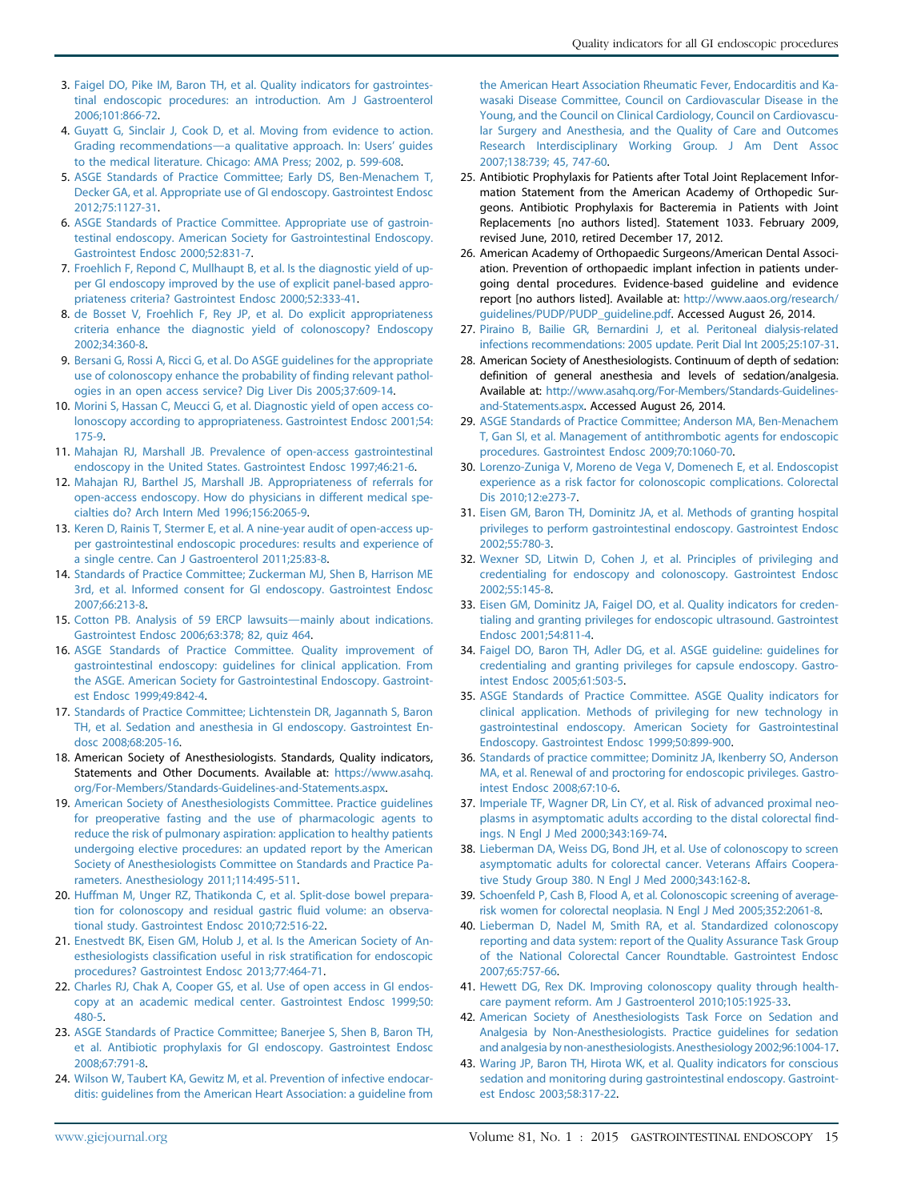3. Faigel DO, Pike IM, Baron TH, et al. Quality indicators for gastrointestinal endoscopic procedures: an introduction. Am J Gastroenterol 2006;101:866-72.
4. Guyatt G, Sinclair J, Cook D, et al. Moving from evidence to action. Grading recommendations—a qualitative approach. In: Users' guides to the medical literature. Chicago: AMA Press; 2002, p. 599-608.
5. ASGE Standards of Practice Committee; Early DS, Ben-Menachem T, Decker GA, et al. Appropriate use of GI endoscopy. Gastrointest Endosc 2012;75:1127-31.
6. ASGE Standards of Practice Committee. Appropriate use of gastrointestinal endoscopy. American Society for Gastrointestinal Endoscopy. Gastrointest Endosc 2000;52:831-7.
7. Froehlich F, Repond C, Mullhaupt B, et al. Is the diagnostic yield of upper GI endoscopy improved by the use of explicit panel-based appropriateness criteria? Gastrointest Endosc 2000;52:333-41.
8. de Bosset V, Froehlich F, Rey JP, et al. Do explicit appropriateness criteria enhance the diagnostic yield of colonoscopy? Endoscopy 2002;34:360-8.
9. Bersani G, Rossi A, Ricci G, et al. Do ASGE guidelines for the appropriate use of colonoscopy enhance the probability of finding relevant pathologies in an open access service? Dig Liver Dis 2005;37:609-14.
10. Morini S, Hassan C, Meucci G, et al. Diagnostic yield of open access colonoscopy according to appropriateness. Gastrointest Endosc 2001;54:175-9.
11. Mahajan RJ, Marshall JB. Prevalence of open-access gastrointestinal endoscopy in the United States. Gastrointest Endosc 1997;46:21-6.
12. Mahajan RJ, Barthel JS, Marshall JB. Appropriateness of referrals for open-access endoscopy. How do physicians in different medical specialties do? Arch Intern Med 1996;156:2065-9.
13. Keren D, Rainis T, Stermer E, et al. A nine-year audit of open-access upper gastrointestinal endoscopic procedures: results and experience of a single centre. Can J Gastroenterol 2011;25:83-8.
14. Standards of Practice Committee; Zuckerman MJ, Shen B, Harrison ME 3rd, et al. Informed consent for GI endoscopy. Gastrointest Endosc 2007;66:213-8.
15. Cotton PB. Analysis of 59 ERCP lawsuits—mainly about indications. Gastrointest Endosc 2006;63:378; 82, quiz 464.
16. ASGE Standards of Practice Committee. Quality improvement of gastrointestinal endoscopy: guidelines for clinical application. From the ASGE. American Society for Gastrointestinal Endoscopy. Gastrointest Endosc 1999;49:842-4.
17. Standards of Practice Committee; Lichtenstein DR, Jagannath S, Baron TH, et al. Sedation and anesthesia in GI endoscopy. Gastrointest Endosc 2008;68:205-16.
18. American Society of Anesthesiologists. Standards, Quality indicators, Statements and Other Documents. Available at: https://www.asahq.org/For-Members/Standards-Guidelines-and-Statements.aspx.
19. American Society of Anesthesiologists Committee. Practice guidelines for preoperative fasting and the use of pharmacologic agents to reduce the risk of pulmonary aspiration: application to healthy patients undergoing elective procedures: an updated report by the American Society of Anesthesiologists Committee on Standards and Practice Parameters. Anesthesiology 2011;114:495-511.
20. Huffman M, Unger RZ, Thatikonda C, et al. Split-dose bowel preparation for colonoscopy and residual gastric fluid volume: an observational study. Gastrointest Endosc 2010;72:516-22.
21. Enestvedt BK, Eisen GM, Holub J, et al. Is the American Society of Anesthesiologists classification useful in risk stratification for endoscopic procedures? Gastrointest Endosc 2013;77:464-71.
22. Charles RJ, Chak A, Cooper GS, et al. Use of open access in GI endoscopy at an academic medical center. Gastrointest Endosc 1999;50:480-5.
23. ASGE Standards of Practice Committee; Banerjee S, Shen B, Baron TH, et al. Antibiotic prophylaxis for GI endoscopy. Gastrointest Endosc 2008;67:791-8.
24. Wilson W, Taubert KA, Gewitz M, et al. Prevention of infective endocarditis: guidelines from the American Heart Association: a guideline from the American Heart Association Rheumatic Fever, Endocarditis and Kawasaki Disease Committee, Council on Cardiovascular Disease in the Young, and the Council on Clinical Cardiology, Council on Cardiovascular Surgery and Anesthesia, and the Quality of Care and Outcomes Research Interdisciplinary Working Group. J Am Dent Assoc 2007;138:739; 45, 747-60.
25. Antibiotic Prophylaxis for Patients after Total Joint Replacement Information Statement from the American Academy of Orthopedic Surgeons. Antibiotic Prophylaxis for Bacteremia in Patients with Joint Replacements [no authors listed]. Statement 1033. February 2009, revised June, 2010, retired December 17, 2012.
26. American Academy of Orthopaedic Surgeons/American Dental Association. Prevention of orthopaedic implant infection in patients undergoing dental procedures. Evidence-based guideline and evidence report [no authors listed]. Available at: http://www.aaos.org/research/guidelines/PUDP/PUDP_guideline.pdf. Accessed August 26, 2014.
27. Piraino B, Bailie GR, Bernardini J, et al. Peritoneal dialysis-related infections recommendations: 2005 update. Perit Dial Int 2005;25:107-31.
28. American Society of Anesthesiologists. Continuum of depth of sedation: definition of general anesthesia and levels of sedation/analgesia. Available at: http://www.asahq.org/For-Members/Standards-Guidelines-and-Statements.aspx. Accessed August 26, 2014.
29. ASGE Standards of Practice Committee; Anderson MA, Ben-Menachem T, Gan SI, et al. Management of antithrombotic agents for endoscopic procedures. Gastrointest Endosc 2009;70:1060-70.
30. Lorenzo-Zuniga V, Moreno de Vega V, Domenech E, et al. Endoscopist experience as a risk factor for colonoscopic complications. Colorectal Dis 2010;12:e273-7.
31. Eisen GM, Baron TH, Dominitz JA, et al. Methods of granting hospital privileges to perform gastrointestinal endoscopy. Gastrointest Endosc 2002;55:780-3.
32. Wexner SD, Litwin D, Cohen J, et al. Principles of privileging and credentialing for endoscopy and colonoscopy. Gastrointest Endosc 2002;55:145-8.
33. Eisen GM, Dominitz JA, Faigel DO, et al. Quality indicators for credentialing and granting privileges for endoscopic ultrasound. Gastrointest Endosc 2001;54:811-4.
34. Faigel DO, Baron TH, Adler DG, et al. ASGE guideline: guidelines for credentialing and granting privileges for capsule endoscopy. Gastrointest Endosc 2005;61:503-5.
35. ASGE Standards of Practice Committee. ASGE Quality indicators for clinical application. Methods of privileging for new technology in gastrointestinal endoscopy. American Society for Gastrointestinal Endoscopy. Gastrointest Endosc 1999;50:899-900.
36. Standards of practice committee; Dominitz JA, Ikenberry SO, Anderson MA, et al. Renewal of and proctoring for endoscopic privileges. Gastrointest Endosc 2008;67:10-6.
37. Imperiale TF, Wagner DR, Lin CY, et al. Risk of advanced proximal neoplasms in asymptomatic adults according to the distal colorectal findings. N Engl J Med 2000;343:169-74.
38. Lieberman DA, Weiss DG, Bond JH, et al. Use of colonoscopy to screen asymptomatic adults for colorectal cancer. Veterans Affairs Cooperative Study Group 380. N Engl J Med 2000;343:162-8.
39. Schoenfeld P, Cash B, Flood A, et al. Colonoscopic screening of average-risk women for colorectal neoplasia. N Engl J Med 2005;352:2061-8.
40. Lieberman D, Nadel M, Smith RA, et al. Standardized colonoscopy reporting and data system: report of the Quality Assurance Task Group of the National Colorectal Cancer Roundtable. Gastrointest Endosc 2007;65:757-66.
41. Hewett DG, Rex DK. Improving colonoscopy quality through healthcare payment reform. Am J Gastroenterol 2010;105:1925-33.
42. American Society of Anesthesiologists Task Force on Sedation and Analgesia by Non-Anesthesiologists. Practice guidelines for sedation and analgesia by non-anesthesiologists. Anesthesiology 2002;96:1004-17.
43. Waring JP, Baron TH, Hirota WK, et al. Quality indicators for conscious sedation and monitoring during gastrointestinal endoscopy. Gastrointest Endosc 2003;58:317-22.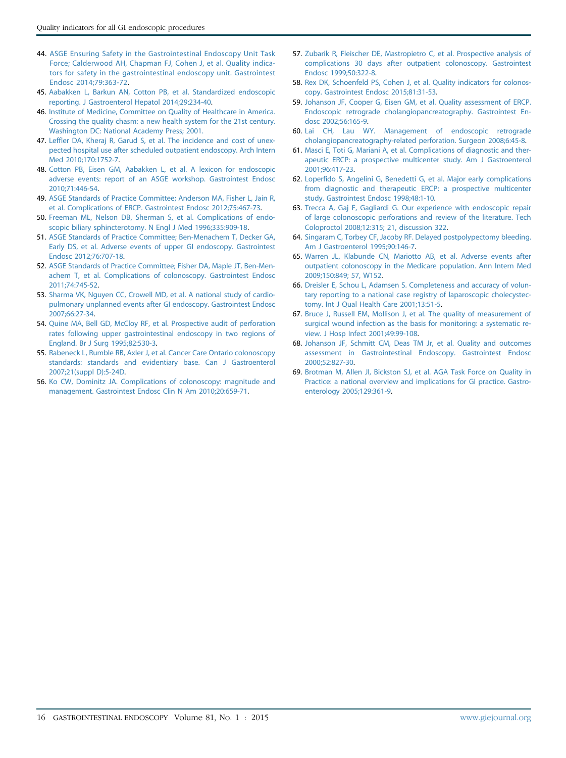44. ASGE Ensuring Safety in the Gastrointestinal Endoscopy Unit Task Force; Calderwood AH, Chapman FJ, Cohen J, et al. Quality indicators for safety in the gastrointestinal endoscopy unit. Gastrointest Endosc 2014;79:363-72.
45. Aabakken L, Barkun AN, Cotton PB, et al. Standardized endoscopic reporting. J Gastroenterol Hepatol 2014;29:234-40.
46. Institute of Medicine, Committee on Quality of Healthcare in America. Crossing the quality chasm: a new health system for the 21st century. Washington DC: National Academy Press; 2001.
47. Leffler DA, Kheraj R, Garud S, et al. The incidence and cost of unexpected hospital use after scheduled outpatient endoscopy. Arch Intern Med 2010;170:1752-7.
48. Cotton PB, Eisen GM, Aabakken L, et al. A lexicon for endoscopic adverse events: report of an ASGE workshop. Gastrointest Endosc 2010;71:446-54.
49. ASGE Standards of Practice Committee; Anderson MA, Fisher L, Jain R, et al. Complications of ERCP. Gastrointest Endosc 2012;75:467-73.
50. Freeman ML, Nelson DB, Sherman S, et al. Complications of endoscopic biliary sphincterotomy. N Engl J Med 1996;335:909-18.
51. ASGE Standards of Practice Committee; Ben-Menachem T, Decker GA, Early DS, et al. Adverse events of upper GI endoscopy. Gastrointest Endosc 2012;76:707-18.
52. ASGE Standards of Practice Committee; Fisher DA, Maple JT, Ben-Menachem T, et al. Complications of colonoscopy. Gastrointest Endosc 2011;74:745-52.
53. Sharma VK, Nguyen CC, Crowell MD, et al. A national study of cardiopulmonary unplanned events after GI endoscopy. Gastrointest Endosc 2007;66:27-34.
54. Quine MA, Bell GD, McCloy RF, et al. Prospective audit of perforation rates following upper gastrointestinal endoscopy in two regions of England. Br J Surg 1995;82:530-3.
55. Rabeneck L, Rumble RB, Axler J, et al. Cancer Care Ontario colonoscopy standards: standards and evidentiary base. Can J Gastroenterol 2007;21(suppl D):5-24D.
56. Ko CW, Dominitz JA. Complications of colonoscopy: magnitude and management. Gastrointest Endosc Clin N Am 2010;20:659-71.
57. Zubarik R, Fleischer DE, Mastropietro C, et al. Prospective analysis of complications 30 days after outpatient colonoscopy. Gastrointest Endosc 1999;50:322-8.
58. Rex DK, Schoenfeld PS, Cohen J, et al. Quality indicators for colonoscopy. Gastrointest Endosc 2015;81:31-53.
59. Johanson JF, Cooper G, Eisen GM, et al. Quality assessment of ERCP. Endoscopic retrograde cholangiopancreatography. Gastrointest Endosc 2002;56:165-9.
60. Lai CH, Lau WY. Management of endoscopic retrograde cholangiopancreatography-related perforation. Surgeon 2008;6:45-8.
61. Masci E, Toti G, Mariani A, et al. Complications of diagnostic and therapeutic ERCP: a prospective multicenter study. Am J Gastroenterol 2001;96:417-23.
62. Loperfido S, Angelini G, Benedetti G, et al. Major early complications from diagnostic and therapeutic ERCP: a prospective multicenter study. Gastrointest Endosc 1998;48:1-10.
63. Trecca A, Gaj F, Gagliardi G. Our experience with endoscopic repair of large colonoscopic perforations and review of the literature. Tech Coloproctol 2008;12:315; 21, discussion 322.
64. Singaram C, Torbey CF, Jacoby RF. Delayed postpolypectomy bleeding. Am J Gastroenterol 1995;90:146-7.
65. Warren JL, Klabunde CN, Mariotto AB, et al. Adverse events after outpatient colonoscopy in the Medicare population. Ann Intern Med 2009;150:849; 57, W152.
66. Dreisler E, Schou L, Adamsen S. Completeness and accuracy of voluntary reporting to a national case registry of laparoscopic cholecystectomy. Int J Qual Health Care 2001;13:51-5.
67. Bruce J, Russell EM, Mollison J, et al. The quality of measurement of surgical wound infection as the basis for monitoring: a systematic review. J Hosp Infect 2001;49:99-108.
68. Johanson JF, Schmitt CM, Deas TM Jr, et al. Quality and outcomes assessment in Gastrointestinal Endoscopy. Gastrointest Endosc 2000;52:827-30.
69. Brotman M, Allen JI, Bickston SJ, et al. AGA Task Force on Quality in Practice: a national overview and implications for GI practice. Gastroenterology 2005;129:361-9.